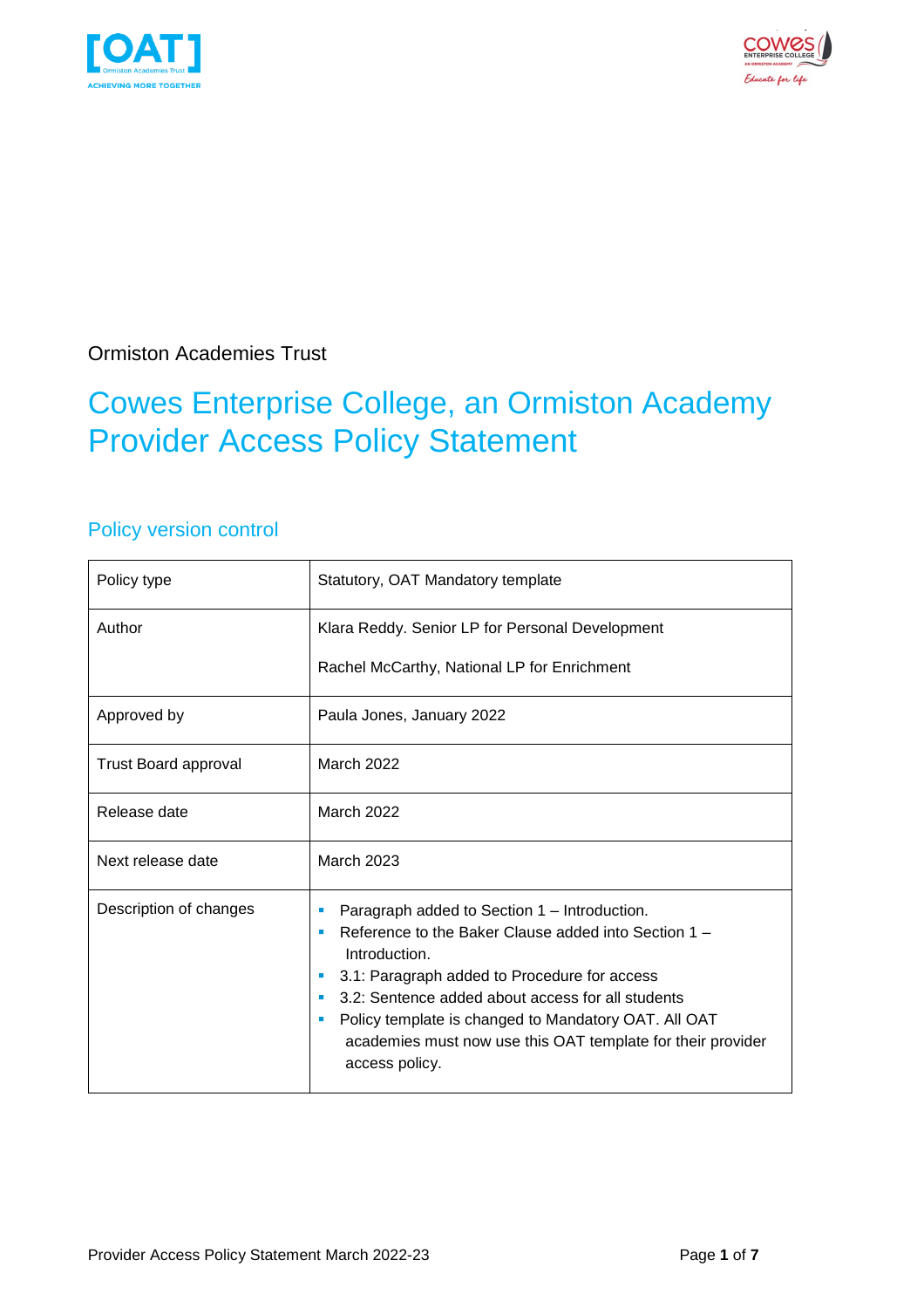Ormiston Academies Trust

# Cowes Enterprise College, an Ormiston Academy Provider Access Policy Statement

## Policy version control

| Policy type | Statutory, OAT Mandatory template |
|---|---|
| Author | Klara Reddy. Senior LP for Personal Development<br><br>Rachel McCarthy, National LP for Enrichment |
| Approved by | Paula Jones, January 2022 |
| Trust Board approval | March 2022 |
| Release date | March 2022 |
| Next release date | March 2023 |
| Description of changes | ▪ Paragraph added to Section 1 – Introduction.<br>▪ Reference to the Baker Clause added into Section 1 – Introduction.<br>▪ 3.1: Paragraph added to Procedure for access<br>▪ 3.2: Sentence added about access for all students<br>▪ Policy template is changed to Mandatory OAT. All OAT academies must now use this OAT template for their provider access policy. |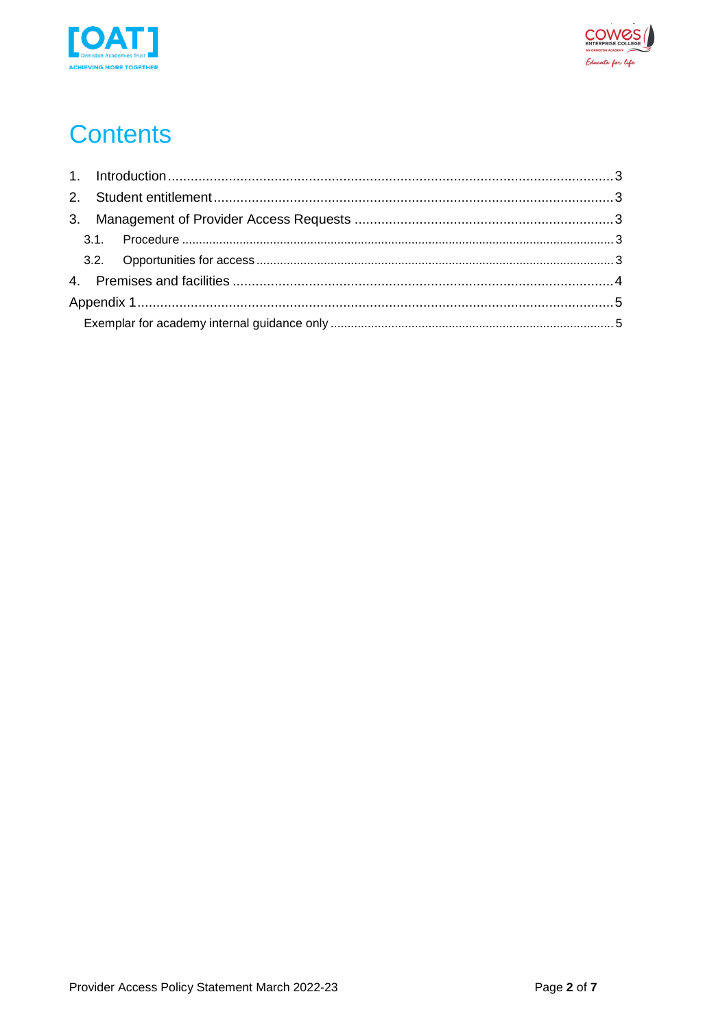# Contents

1. Introduction .................................................................................................................. 3
2. Student entitlement ...................................................................................................... 3
3. Management of Provider Access Requests ................................................................ 3
   - 3.1. Procedure ............................................................................................................ 3
   - 3.2. Opportunities for access ...................................................................................... 3
4. Premises and facilities ................................................................................................. 4

Appendix 1 ........................................................................................................................ 5

- Exemplar for academy internal guidance only ............................................................... 5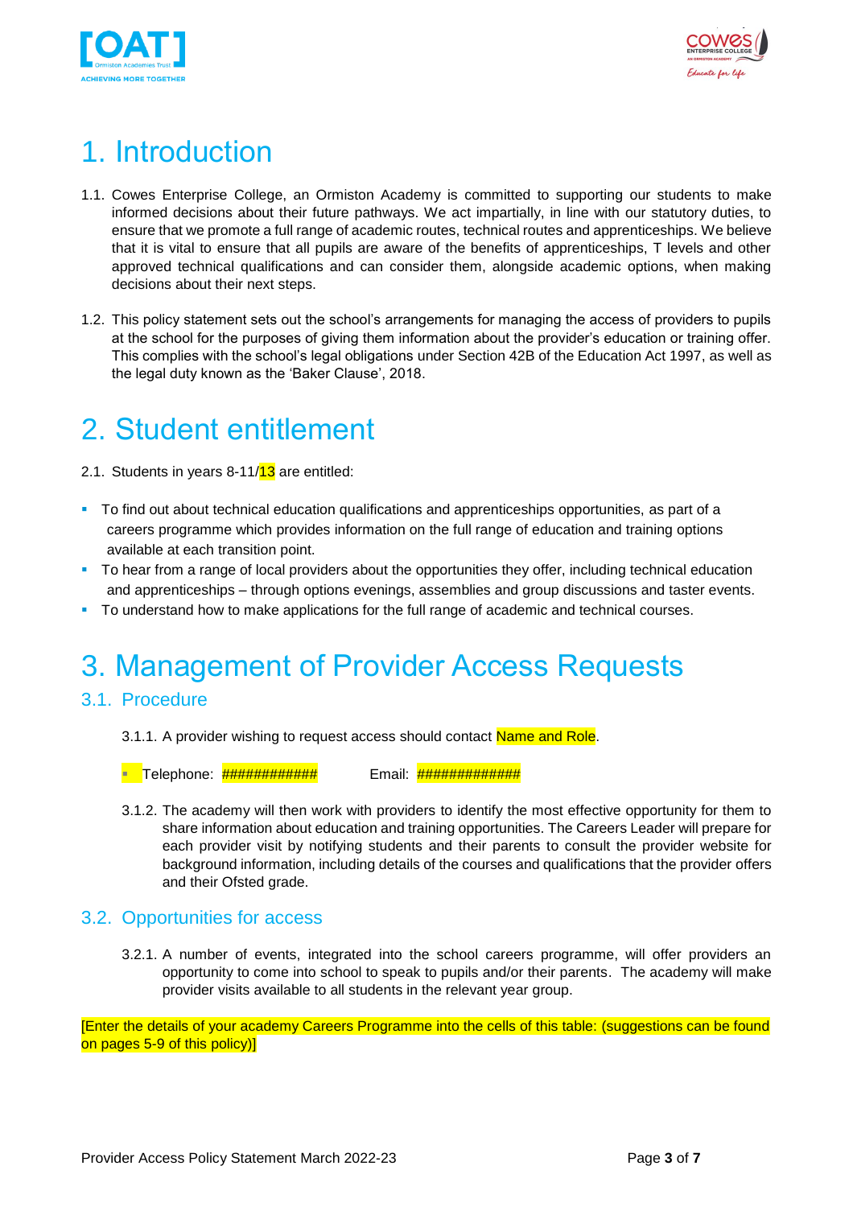# 1. Introduction

1.1. Cowes Enterprise College, an Ormiston Academy is committed to supporting our students to make informed decisions about their future pathways. We act impartially, in line with our statutory duties, to ensure that we promote a full range of academic routes, technical routes and apprenticeships. We believe that it is vital to ensure that all pupils are aware of the benefits of apprenticeships, T levels and other approved technical qualifications and can consider them, alongside academic options, when making decisions about their next steps.

1.2. This policy statement sets out the school's arrangements for managing the access of providers to pupils at the school for the purposes of giving them information about the provider's education or training offer. This complies with the school's legal obligations under Section 42B of the Education Act 1997, as well as the legal duty known as the 'Baker Clause', 2018.

# 2. Student entitlement

2.1. Students in years 8-11/13 are entitled:

- To find out about technical education qualifications and apprenticeships opportunities, as part of a careers programme which provides information on the full range of education and training options available at each transition point.
- To hear from a range of local providers about the opportunities they offer, including technical education and apprenticeships – through options evenings, assemblies and group discussions and taster events.
- To understand how to make applications for the full range of academic and technical courses.

# 3. Management of Provider Access Requests

## 3.1. Procedure

3.1.1. A provider wishing to request access should contact Name and Role.

- Telephone: ############ Email: #############

3.1.2. The academy will then work with providers to identify the most effective opportunity for them to share information about education and training opportunities. The Careers Leader will prepare for each provider visit by notifying students and their parents to consult the provider website for background information, including details of the courses and qualifications that the provider offers and their Ofsted grade.

## 3.2. Opportunities for access

3.2.1. A number of events, integrated into the school careers programme, will offer providers an opportunity to come into school to speak to pupils and/or their parents. The academy will make provider visits available to all students in the relevant year group.

[Enter the details of your academy Careers Programme into the cells of this table: (suggestions can be found on pages 5-9 of this policy)]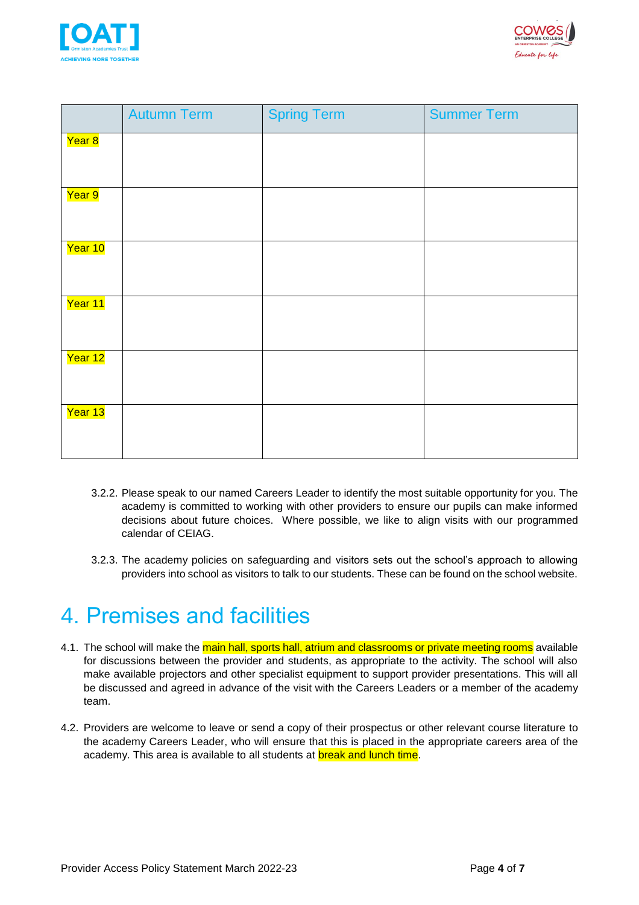| | Autumn Term | Spring Term | Summer Term |
|---|---|---|---|
| Year 8 | | | |
| Year 9 | | | |
| Year 10 | | | |
| Year 11 | | | |
| Year 12 | | | |
| Year 13 | | | |

3.2.2. Please speak to our named Careers Leader to identify the most suitable opportunity for you. The academy is committed to working with other providers to ensure our pupils can make informed decisions about future choices. Where possible, we like to align visits with our programmed calendar of CEIAG.

3.2.3. The academy policies on safeguarding and visitors sets out the school's approach to allowing providers into school as visitors to talk to our students. These can be found on the school website.

# 4. Premises and facilities

4.1. The school will make the main hall, sports hall, atrium and classrooms or private meeting rooms available for discussions between the provider and students, as appropriate to the activity. The school will also make available projectors and other specialist equipment to support provider presentations. This will all be discussed and agreed in advance of the visit with the Careers Leaders or a member of the academy team.

4.2. Providers are welcome to leave or send a copy of their prospectus or other relevant course literature to the academy Careers Leader, who will ensure that this is placed in the appropriate careers area of the academy. This area is available to all students at break and lunch time.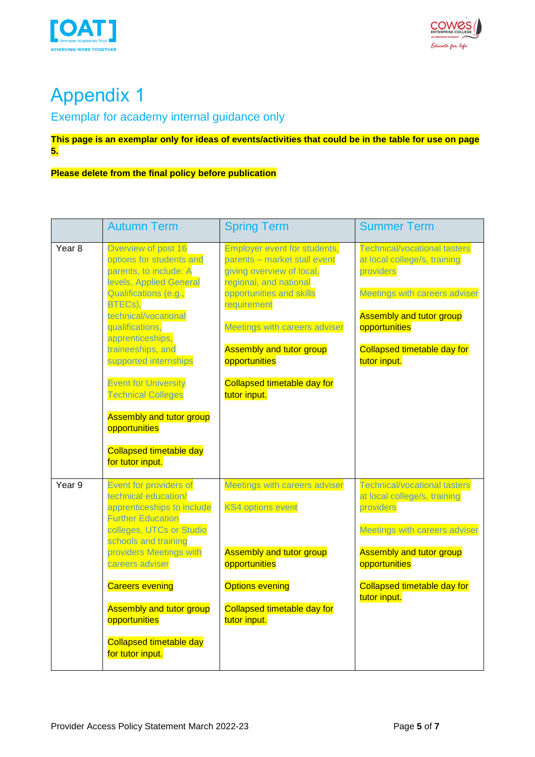# Appendix 1

## Exemplar for academy internal guidance only

**This page is an exemplar only for ideas of events/activities that could be in the table for use on page 5.**

**Please delete from the final policy before publication**

| | Autumn Term | Spring Term | Summer Term |
|---|---|---|---|
| Year 8 | Overview of post 16 options for students and parents, to include: A levels, Applied General Qualifications (e.g., BTECs), technical/vocational qualifications, apprenticeships, traineeships, and supported internships<br><br>Event for University Technical Colleges<br><br>Assembly and tutor group opportunities<br><br>Collapsed timetable day for tutor input. | Employer event for students, parents – market stall event giving overview of local, regional, and national opportunities and skills requirement<br><br>Meetings with careers adviser<br><br>Assembly and tutor group opportunities<br><br>Collapsed timetable day for tutor input. | Technical/vocational tasters at local college/s, training providers<br><br>Meetings with careers adviser<br><br>Assembly and tutor group opportunities<br><br>Collapsed timetable day for tutor input. |
| Year 9 | Event for providers of technical education/ apprenticeships to include Further Education colleges, UTCs or Studio schools and training providers Meetings with careers adviser<br><br>Careers evening<br><br>Assembly and tutor group opportunities<br><br>Collapsed timetable day for tutor input. | Meetings with careers adviser<br><br>KS4 options event<br><br>Assembly and tutor group opportunities<br><br>Options evening<br><br>Collapsed timetable day for tutor input. | Technical/vocational tasters at local college/s, training providers<br><br>Meetings with careers adviser<br><br>Assembly and tutor group opportunities<br><br>Collapsed timetable day for tutor input. |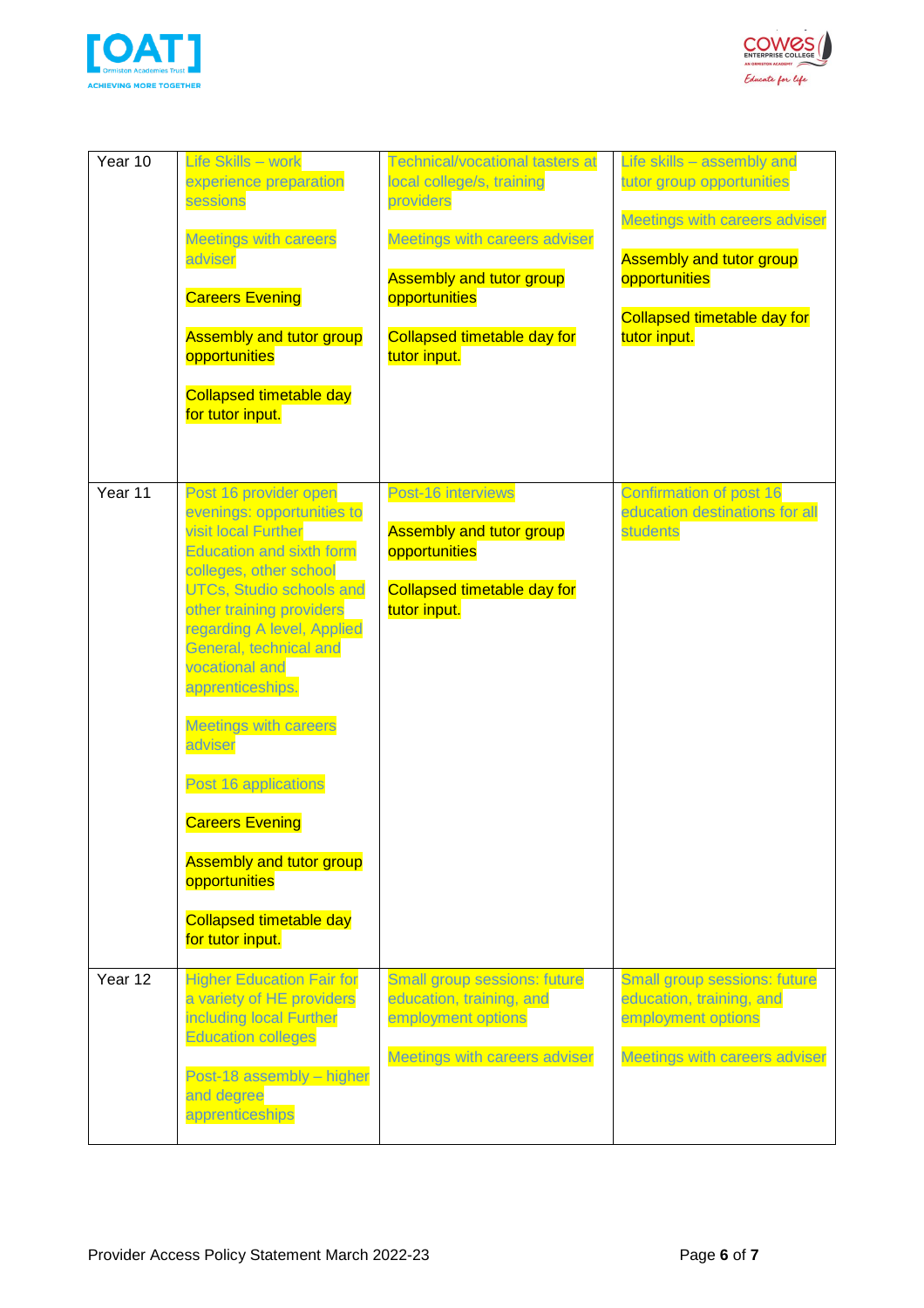| | | | |
|---|---|---|---|
| Year 10 | Life Skills – work experience preparation sessions<br><br>Meetings with careers adviser<br><br>Careers Evening<br><br>Assembly and tutor group opportunities<br><br>Collapsed timetable day for tutor input. | Technical/vocational tasters at local college/s, training providers<br><br>Meetings with careers adviser<br><br>Assembly and tutor group opportunities<br><br>Collapsed timetable day for tutor input. | Life skills – assembly and tutor group opportunities<br><br>Meetings with careers adviser<br><br>Assembly and tutor group opportunities<br><br>Collapsed timetable day for tutor input. |
| Year 11 | Post 16 provider open evenings: opportunities to visit local Further Education and sixth form colleges, other school UTCs, Studio schools and other training providers regarding A level, Applied General, technical and vocational and apprenticeships.<br><br>Meetings with careers adviser<br><br>Post 16 applications<br><br>Careers Evening<br><br>Assembly and tutor group opportunities<br><br>Collapsed timetable day for tutor input. | Post-16 interviews<br><br>Assembly and tutor group opportunities<br><br>Collapsed timetable day for tutor input. | Confirmation of post 16 education destinations for all students |
| Year 12 | Higher Education Fair for a variety of HE providers including local Further Education colleges<br><br>Post-18 assembly – higher and degree apprenticeships | Small group sessions: future education, training, and employment options<br><br>Meetings with careers adviser | Small group sessions: future education, training, and employment options<br><br>Meetings with careers adviser |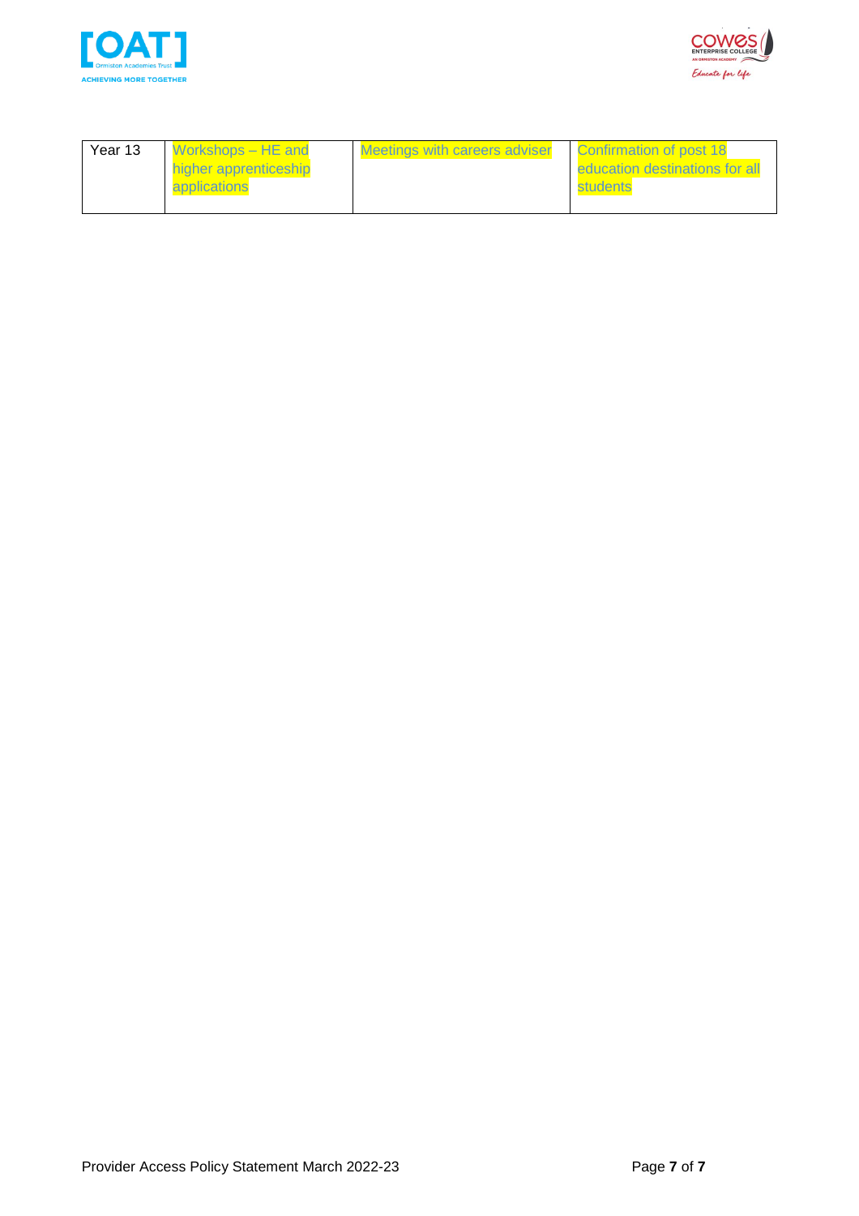| | | | |
|---|---|---|---|
| Year 13 | Workshops – HE and higher apprenticeship applications | Meetings with careers adviser | Confirmation of post 18 education destinations for all students |